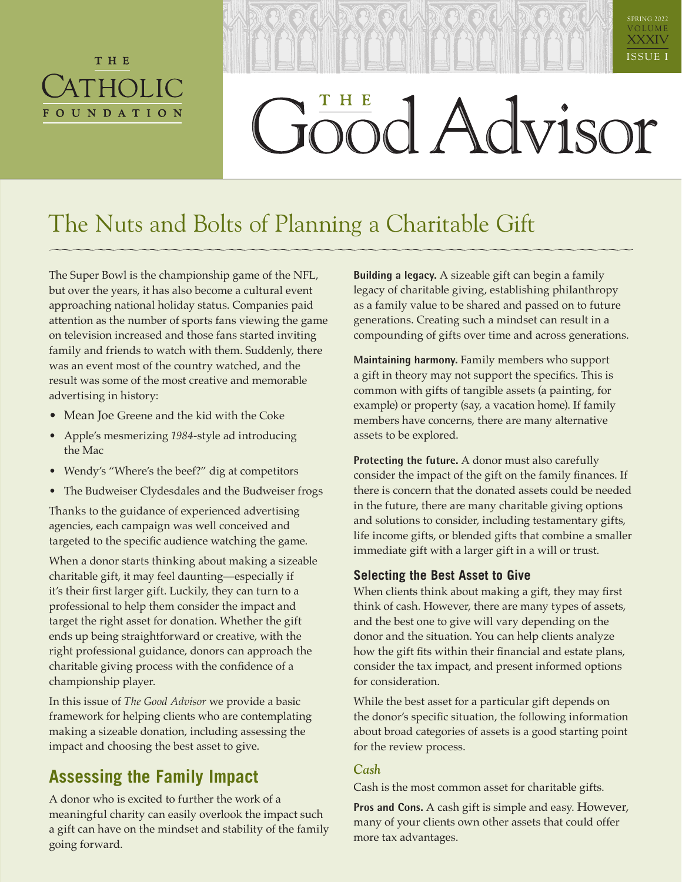# The Good Advisor

THE CATHOLIC FOUNDATION

## The Nuts and Bolts of Planning a Charitable Gift

The Super Bowl is the championship game of the NFL, but over the years, it has also become a cultural event approaching national holiday status. Companies paid attention as the number of sports fans viewing the game on television increased and those fans started inviting family and friends to watch with them. Suddenly, there was an event most of the country watched, and the result was some of the most creative and memorable advertising in history:

- Mean Joe Greene and the kid with the Coke
- Apple's mesmerizing *1984*-style ad introducing the Mac
- Wendy's "Where's the beef?" dig at competitors
- The Budweiser Clydesdales and the Budweiser frogs

Thanks to the guidance of experienced advertising agencies, each campaign was well conceived and targeted to the specific audience watching the game.

When a donor starts thinking about making a sizeable charitable gift, it may feel daunting—especially if it's their first larger gift. Luckily, they can turn to a professional to help them consider the impact and target the right asset for donation. Whether the gift ends up being straightforward or creative, with the right professional guidance, donors can approach the charitable giving process with the confidence of a championship player.

In this issue of *The Good Advisor* we provide a basic framework for helping clients who are contemplating making a sizeable donation, including assessing the impact and choosing the best asset to give.

### Assessing the Family Impact

A donor who is excited to further the work of a meaningful charity can easily overlook the impact such a gift can have on the mindset and stability of the family going forward.

**Building a legacy.** A sizeable gift can begin a family legacy of charitable giving, establishing philanthropy as a family value to be shared and passed on to future generations. Creating such a mindset can result in a compounding of gifts over time and across generations.

**Maintaining harmony.** Family members who support a gift in theory may not support the specifics. This is common with gifts of tangible assets (a painting, for example) or property (say, a vacation home). If family members have concerns, there are many alternative assets to be explored.

**Protecting the future.** A donor must also carefully consider the impact of the gift on the family finances. If there is concern that the donated assets could be needed in the future, there are many charitable giving options and solutions to consider, including testamentary gifts, life income gifts, or blended gifts that combine a smaller immediate gift with a larger gift in a will or trust.

### Selecting the Best Asset to Give

When clients think about making a gift, they may first think of cash. However, there are many types of assets, and the best one to give will vary depending on the donor and the situation. You can help clients analyze how the gift fits within their financial and estate plans, consider the tax impact, and present informed options for consideration.

While the best asset for a particular gift depends on the donor's specific situation, the following information about broad categories of assets is a good starting point for the review process.

#### *Cash*

Cash is the most common asset for charitable gifts.

**Pros and Cons.** A cash gift is simple and easy. However, many of your clients own other assets that could offer more tax advantages.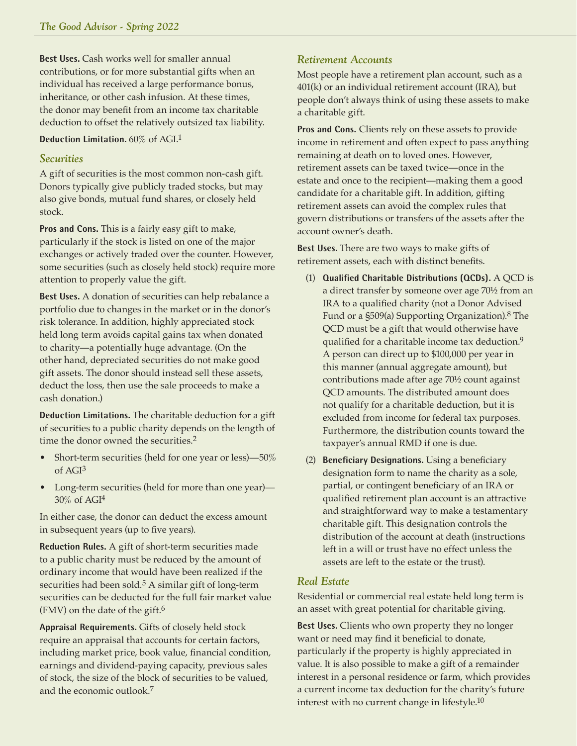**Best Uses.** Cash works well for smaller annual contributions, or for more substantial gifts when an individual has received a large performance bonus, inheritance, or other cash infusion. At these times, the donor may benefit from an income tax charitable deduction to offset the relatively outsized tax liability.

**Deduction Limitation.** 60% of AGI.[1]

### *Securities*

A gift of securities is the most common non-cash gift. Donors typically give publicly traded stocks, but may also give bonds, mutual fund shares, or closely held stock.

**Pros and Cons.** This is a fairly easy gift to make, particularly if the stock is listed on one of the major exchanges or actively traded over the counter. However, some securities (such as closely held stock) require more attention to properly value the gift.

**Best Uses.** A donation of securities can help rebalance a portfolio due to changes in the market or in the donor's risk tolerance. In addition, highly appreciated stock held long term avoids capital gains tax when donated to charity—a potentially huge advantage. (On the other hand, depreciated securities do not make good gift assets. The donor should instead sell these assets, deduct the loss, then use the sale proceeds to make a cash donation.)

**Deduction Limitations.** The charitable deduction for a gift of securities to a public charity depends on the length of time the donor owned the securities.[2]

- Short-term securities (held for one year or less)—50% of AGI[3]
- Long-term securities (held for more than one year)—30% of AGI[4]

In either case, the donor can deduct the excess amount in subsequent years (up to five years).

**Reduction Rules.** A gift of short-term securities made to a public charity must be reduced by the amount of ordinary income that would have been realized if the securities had been sold.[5] A similar gift of long-term securities can be deducted for the full fair market value (FMV) on the date of the gift.[6]

**Appraisal Requirements.** Gifts of closely held stock require an appraisal that accounts for certain factors, including market price, book value, financial condition, earnings and dividend-paying capacity, previous sales of stock, the size of the block of securities to be valued, and the economic outlook.[7]

### *Retirement Accounts*

Most people have a retirement plan account, such as a 401(k) or an individual retirement account (IRA), but people don't always think of using these assets to make a charitable gift.

**Pros and Cons.** Clients rely on these assets to provide income in retirement and often expect to pass anything remaining at death on to loved ones. However, retirement assets can be taxed twice—once in the estate and once to the recipient—making them a good candidate for a charitable gift. In addition, gifting retirement assets can avoid the complex rules that govern distributions or transfers of the assets after the account owner's death.

**Best Uses.** There are two ways to make gifts of retirement assets, each with distinct benefits.

(1) **Qualified Charitable Distributions (QCDs).** A QCD is a direct transfer by someone over age 70½ from an IRA to a qualified charity (not a Donor Advised Fund or a §509(a) Supporting Organization).[8] The QCD must be a gift that would otherwise have qualified for a charitable income tax deduction.[9] A person can direct up to $100,000 per year in this manner (annual aggregate amount), but contributions made after age 70½ count against QCD amounts. The distributed amount does not qualify for a charitable deduction, but it is excluded from income for federal tax purposes. Furthermore, the distribution counts toward the taxpayer's annual RMD if one is due.

(2) **Beneficiary Designations.** Using a beneficiary designation form to name the charity as a sole, partial, or contingent beneficiary of an IRA or qualified retirement plan account is an attractive and straightforward way to make a testamentary charitable gift. This designation controls the distribution of the account at death (instructions left in a will or trust have no effect unless the assets are left to the estate or the trust).

### *Real Estate*

Residential or commercial real estate held long term is an asset with great potential for charitable giving.

**Best Uses.** Clients who own property they no longer want or need may find it beneficial to donate, particularly if the property is highly appreciated in value. It is also possible to make a gift of a remainder interest in a personal residence or farm, which provides a current income tax deduction for the charity's future interest with no current change in lifestyle.[10]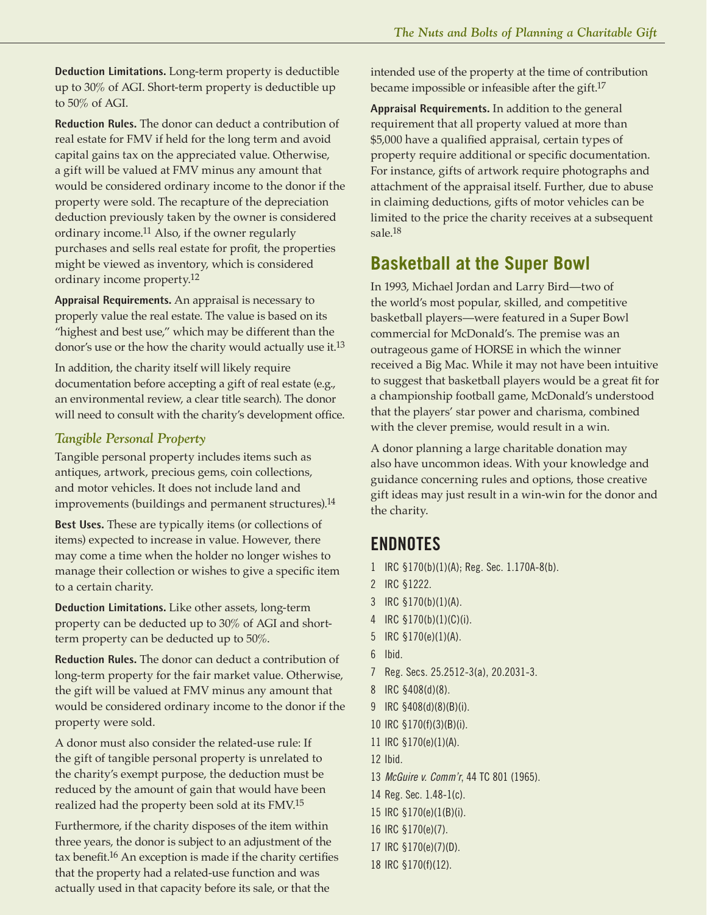**Deduction Limitations.** Long-term property is deductible up to 30% of AGI. Short-term property is deductible up to 50% of AGI.

**Reduction Rules.** The donor can deduct a contribution of real estate for FMV if held for the long term and avoid capital gains tax on the appreciated value. Otherwise, a gift will be valued at FMV minus any amount that would be considered ordinary income to the donor if the property were sold. The recapture of the depreciation deduction previously taken by the owner is considered ordinary income.[11] Also, if the owner regularly purchases and sells real estate for profit, the properties might be viewed as inventory, which is considered ordinary income property.[12]

**Appraisal Requirements.** An appraisal is necessary to properly value the real estate. The value is based on its "highest and best use," which may be different than the donor's use or the how the charity would actually use it.[13]

In addition, the charity itself will likely require documentation before accepting a gift of real estate (e.g., an environmental review, a clear title search). The donor will need to consult with the charity's development office.

### *Tangible Personal Property*

Tangible personal property includes items such as antiques, artwork, precious gems, coin collections, and motor vehicles. It does not include land and improvements (buildings and permanent structures).[14]

**Best Uses.** These are typically items (or collections of items) expected to increase in value. However, there may come a time when the holder no longer wishes to manage their collection or wishes to give a specific item to a certain charity.

**Deduction Limitations.** Like other assets, long-term property can be deducted up to 30% of AGI and short-term property can be deducted up to 50%.

**Reduction Rules.** The donor can deduct a contribution of long-term property for the fair market value. Otherwise, the gift will be valued at FMV minus any amount that would be considered ordinary income to the donor if the property were sold.

A donor must also consider the related-use rule: If the gift of tangible personal property is unrelated to the charity's exempt purpose, the deduction must be reduced by the amount of gain that would have been realized had the property been sold at its FMV.[15]

Furthermore, if the charity disposes of the item within three years, the donor is subject to an adjustment of the tax benefit.[16] An exception is made if the charity certifies that the property had a related-use function and was actually used in that capacity before its sale, or that the intended use of the property at the time of contribution became impossible or infeasible after the gift.[17]

**Appraisal Requirements.** In addition to the general requirement that all property valued at more than $5,000 have a qualified appraisal, certain types of property require additional or specific documentation. For instance, gifts of artwork require photographs and attachment of the appraisal itself. Further, due to abuse in claiming deductions, gifts of motor vehicles can be limited to the price the charity receives at a subsequent sale.[18]

## Basketball at the Super Bowl

In 1993, Michael Jordan and Larry Bird—two of the world's most popular, skilled, and competitive basketball players—were featured in a Super Bowl commercial for McDonald's. The premise was an outrageous game of HORSE in which the winner received a Big Mac. While it may not have been intuitive to suggest that basketball players would be a great fit for a championship football game, McDonald's understood that the players' star power and charisma, combined with the clever premise, would result in a win.

A donor planning a large charitable donation may also have uncommon ideas. With your knowledge and guidance concerning rules and options, those creative gift ideas may just result in a win-win for the donor and the charity.

## ENDNOTES

1 IRC §170(b)(1)(A); Reg. Sec. 1.170A-8(b).
2 IRC §1222.
3 IRC §170(b)(1)(A).
4 IRC §170(b)(1)(C)(i).
5 IRC §170(e)(1)(A).
6 Ibid.
7 Reg. Secs. 25.2512-3(a), 20.2031-3.
8 IRC §408(d)(8).
9 IRC §408(d)(8)(B)(i).
10 IRC §170(f)(3)(B)(i).
11 IRC §170(e)(1)(A).
12 Ibid.
13 *McGuire v. Comm'r*, 44 TC 801 (1965).
14 Reg. Sec. 1.48-1(c).
15 IRC §170(e)(1(B)(i).
16 IRC §170(e)(7).
17 IRC §170(e)(7)(D).
18 IRC §170(f)(12).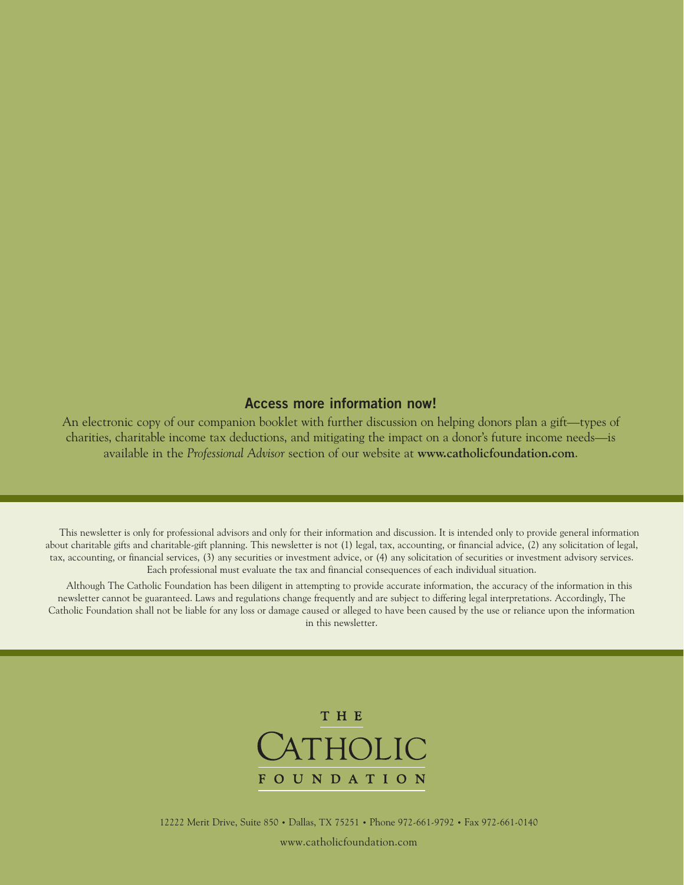## Access more information now!

An electronic copy of our companion booklet with further discussion on helping donors plan a gift—types of charities, charitable income tax deductions, and mitigating the impact on a donor's future income needs—is available in the *Professional Advisor* section of our website at **www.catholicfoundation.com**.

This newsletter is only for professional advisors and only for their information and discussion. It is intended only to provide general information about charitable gifts and charitable-gift planning. This newsletter is not (1) legal, tax, accounting, or financial advice, (2) any solicitation of legal, tax, accounting, or financial services, (3) any securities or investment advice, or (4) any solicitation of securities or investment advisory services. Each professional must evaluate the tax and financial consequences of each individual situation.

Although The Catholic Foundation has been diligent in attempting to provide accurate information, the accuracy of the information in this newsletter cannot be guaranteed. Laws and regulations change frequently and are subject to differing legal interpretations. Accordingly, The Catholic Foundation shall not be liable for any loss or damage caused or alleged to have been caused by the use or reliance upon the information in this newsletter.

THE CATHOLIC FOUNDATION

12222 Merit Drive, Suite 850 • Dallas, TX 75251 • Phone 972-661-9792 • Fax 972-661-0140

www.catholicfoundation.com